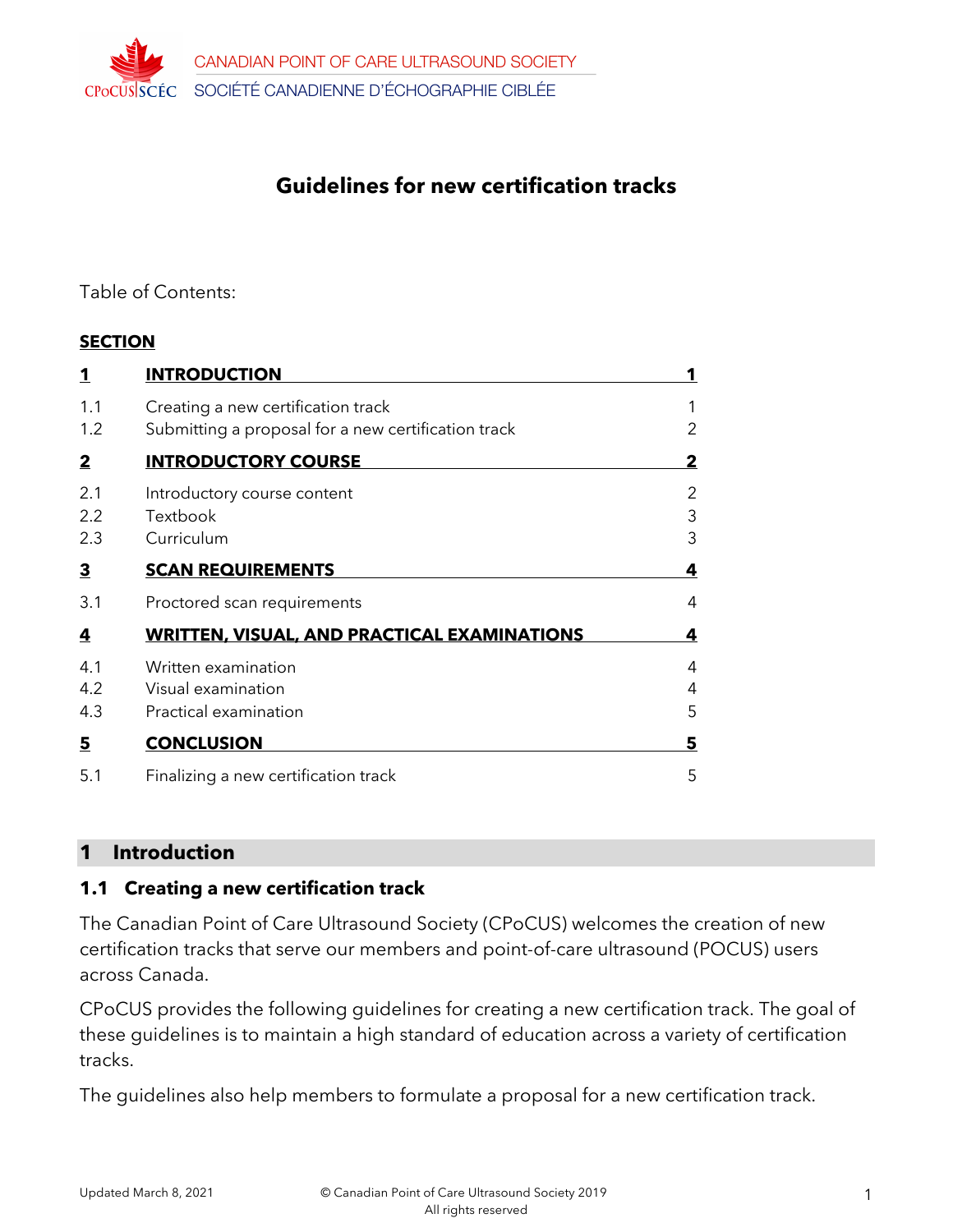CANADIAN POINT OF CARE ULTRASOUND SOCIETY
SOCIÉTÉ CANADIENNE D'ÉCHOGRAPHIE CIBLÉE

# Guidelines for new certification tracks

Table of Contents:

| SECTION | | |
|---|---|---|
| **1** | **INTRODUCTION** | **1** |
| 1.1 | Creating a new certification track | 1 |
| 1.2 | Submitting a proposal for a new certification track | 2 |
| **2** | **INTRODUCTORY COURSE** | **2** |
| 2.1 | Introductory course content | 2 |
| 2.2 | Textbook | 3 |
| 2.3 | Curriculum | 3 |
| **3** | **SCAN REQUIREMENTS** | **4** |
| 3.1 | Proctored scan requirements | 4 |
| **4** | **WRITTEN, VISUAL, AND PRACTICAL EXAMINATIONS** | **4** |
| 4.1 | Written examination | 4 |
| 4.2 | Visual examination | 4 |
| 4.3 | Practical examination | 5 |
| **5** | **CONCLUSION** | **5** |
| 5.1 | Finalizing a new certification track | 5 |

## 1 Introduction

### 1.1 Creating a new certification track

The Canadian Point of Care Ultrasound Society (CPoCUS) welcomes the creation of new certification tracks that serve our members and point-of-care ultrasound (POCUS) users across Canada.

CPoCUS provides the following guidelines for creating a new certification track. The goal of these guidelines is to maintain a high standard of education across a variety of certification tracks.

The guidelines also help members to formulate a proposal for a new certification track.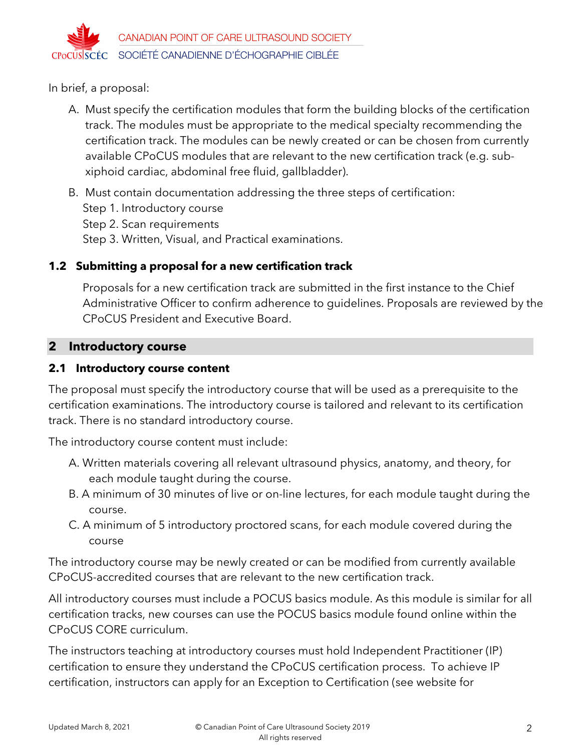In brief, a proposal:

A. Must specify the certification modules that form the building blocks of the certification track. The modules must be appropriate to the medical specialty recommending the certification track. The modules can be newly created or can be chosen from currently available CPoCUS modules that are relevant to the new certification track (e.g. sub-xiphoid cardiac, abdominal free fluid, gallbladder).

B. Must contain documentation addressing the three steps of certification:
   Step 1. Introductory course
   Step 2. Scan requirements
   Step 3. Written, Visual, and Practical examinations.

### 1.2 Submitting a proposal for a new certification track

Proposals for a new certification track are submitted in the first instance to the Chief Administrative Officer to confirm adherence to guidelines. Proposals are reviewed by the CPoCUS President and Executive Board.

## 2 Introductory course

### 2.1 Introductory course content

The proposal must specify the introductory course that will be used as a prerequisite to the certification examinations. The introductory course is tailored and relevant to its certification track. There is no standard introductory course.

The introductory course content must include:

A. Written materials covering all relevant ultrasound physics, anatomy, and theory, for each module taught during the course.
B. A minimum of 30 minutes of live or on-line lectures, for each module taught during the course.
C. A minimum of 5 introductory proctored scans, for each module covered during the course

The introductory course may be newly created or can be modified from currently available CPoCUS-accredited courses that are relevant to the new certification track.

All introductory courses must include a POCUS basics module. As this module is similar for all certification tracks, new courses can use the POCUS basics module found online within the CPoCUS CORE curriculum.

The instructors teaching at introductory courses must hold Independent Practitioner (IP) certification to ensure they understand the CPoCUS certification process. To achieve IP certification, instructors can apply for an Exception to Certification (see website for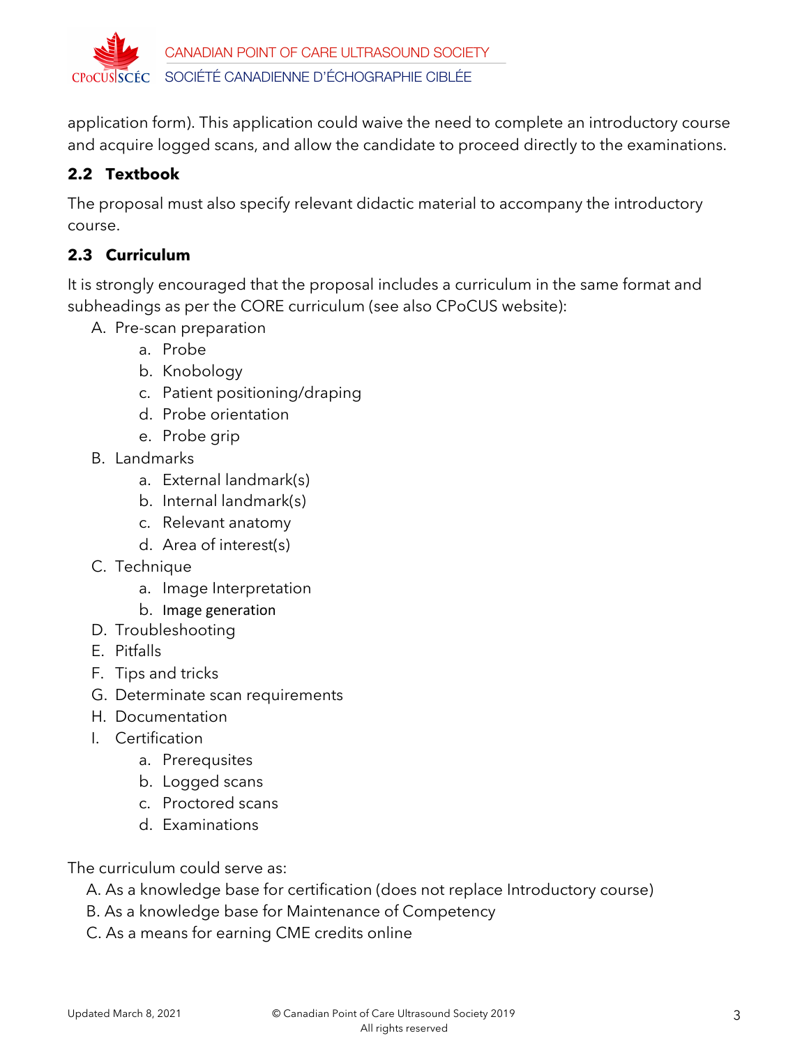application form). This application could waive the need to complete an introductory course and acquire logged scans, and allow the candidate to proceed directly to the examinations.

### 2.2 Textbook

The proposal must also specify relevant didactic material to accompany the introductory course.

### 2.3 Curriculum

It is strongly encouraged that the proposal includes a curriculum in the same format and subheadings as per the CORE curriculum (see also CPoCUS website):

A. Pre-scan preparation
   a. Probe
   b. Knobology
   c. Patient positioning/draping
   d. Probe orientation
   e. Probe grip
B. Landmarks
   a. External landmark(s)
   b. Internal landmark(s)
   c. Relevant anatomy
   d. Area of interest(s)
C. Technique
   a. Image Interpretation
   b. Image generation
D. Troubleshooting
E. Pitfalls
F. Tips and tricks
G. Determinate scan requirements
H. Documentation
I. Certification
   a. Prerequsites
   b. Logged scans
   c. Proctored scans
   d. Examinations

The curriculum could serve as:

A. As a knowledge base for certification (does not replace Introductory course)
B. As a knowledge base for Maintenance of Competency
C. As a means for earning CME credits online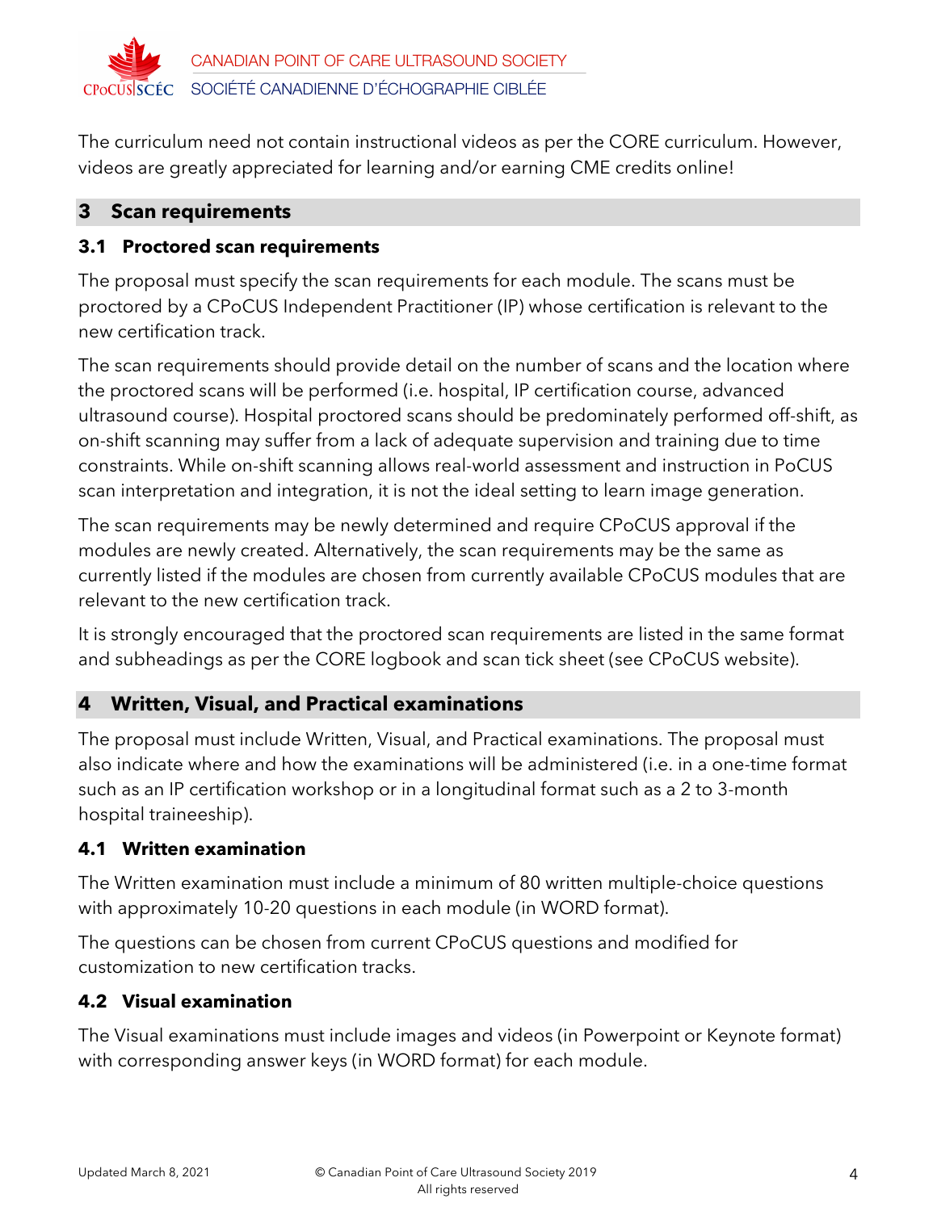The curriculum need not contain instructional videos as per the CORE curriculum. However, videos are greatly appreciated for learning and/or earning CME credits online!

## 3 Scan requirements

### 3.1 Proctored scan requirements

The proposal must specify the scan requirements for each module. The scans must be proctored by a CPoCUS Independent Practitioner (IP) whose certification is relevant to the new certification track.

The scan requirements should provide detail on the number of scans and the location where the proctored scans will be performed (i.e. hospital, IP certification course, advanced ultrasound course). Hospital proctored scans should be predominately performed off-shift, as on-shift scanning may suffer from a lack of adequate supervision and training due to time constraints. While on-shift scanning allows real-world assessment and instruction in PoCUS scan interpretation and integration, it is not the ideal setting to learn image generation.

The scan requirements may be newly determined and require CPoCUS approval if the modules are newly created. Alternatively, the scan requirements may be the same as currently listed if the modules are chosen from currently available CPoCUS modules that are relevant to the new certification track.

It is strongly encouraged that the proctored scan requirements are listed in the same format and subheadings as per the CORE logbook and scan tick sheet (see CPoCUS website).

## 4 Written, Visual, and Practical examinations

The proposal must include Written, Visual, and Practical examinations. The proposal must also indicate where and how the examinations will be administered (i.e. in a one-time format such as an IP certification workshop or in a longitudinal format such as a 2 to 3-month hospital traineeship).

### 4.1 Written examination

The Written examination must include a minimum of 80 written multiple-choice questions with approximately 10-20 questions in each module (in WORD format).

The questions can be chosen from current CPoCUS questions and modified for customization to new certification tracks.

### 4.2 Visual examination

The Visual examinations must include images and videos (in Powerpoint or Keynote format) with corresponding answer keys (in WORD format) for each module.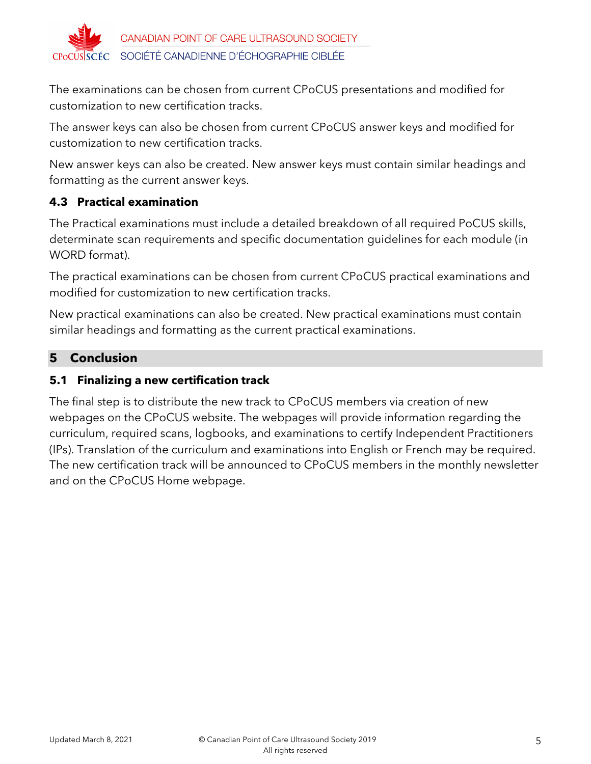The examinations can be chosen from current CPoCUS presentations and modified for customization to new certification tracks.

The answer keys can also be chosen from current CPoCUS answer keys and modified for customization to new certification tracks.

New answer keys can also be created. New answer keys must contain similar headings and formatting as the current answer keys.

### 4.3 Practical examination

The Practical examinations must include a detailed breakdown of all required PoCUS skills, determinate scan requirements and specific documentation guidelines for each module (in WORD format).

The practical examinations can be chosen from current CPoCUS practical examinations and modified for customization to new certification tracks.

New practical examinations can also be created. New practical examinations must contain similar headings and formatting as the current practical examinations.

## 5 Conclusion

### 5.1 Finalizing a new certification track

The final step is to distribute the new track to CPoCUS members via creation of new webpages on the CPoCUS website. The webpages will provide information regarding the curriculum, required scans, logbooks, and examinations to certify Independent Practitioners (IPs). Translation of the curriculum and examinations into English or French may be required. The new certification track will be announced to CPoCUS members in the monthly newsletter and on the CPoCUS Home webpage.